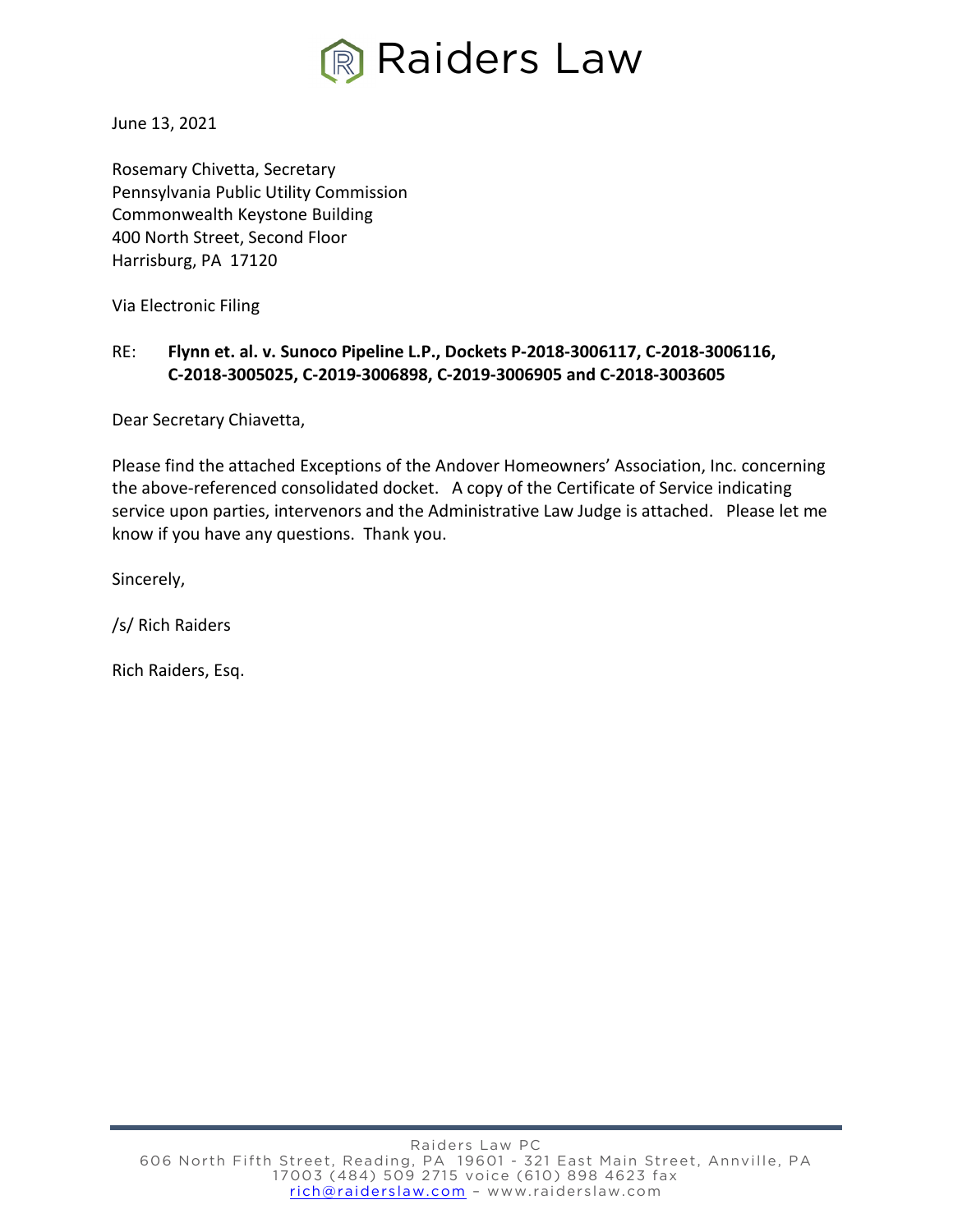# Raiders Law

June 13, 2021

Rosemary Chivetta, Secretary
Pennsylvania Public Utility Commission
Commonwealth Keystone Building
400 North Street, Second Floor
Harrisburg, PA 17120

Via Electronic Filing

RE: **Flynn et. al. v. Sunoco Pipeline L.P., Dockets P-2018-3006117, C-2018-3006116, C-2018-3005025, C-2019-3006898, C-2019-3006905 and C-2018-3003605**

Dear Secretary Chiavetta,

Please find the attached Exceptions of the Andover Homeowners' Association, Inc. concerning the above-referenced consolidated docket. A copy of the Certificate of Service indicating service upon parties, intervenors and the Administrative Law Judge is attached. Please let me know if you have any questions. Thank you.

Sincerely,

/s/ Rich Raiders

Rich Raiders, Esq.

Raiders Law PC
606 North Fifth Street, Reading, PA 19601 - 321 East Main Street, Annville, PA 17003 (484) 509 2715 voice (610) 898 4623 fax
rich@raiderslaw.com – www.raiderslaw.com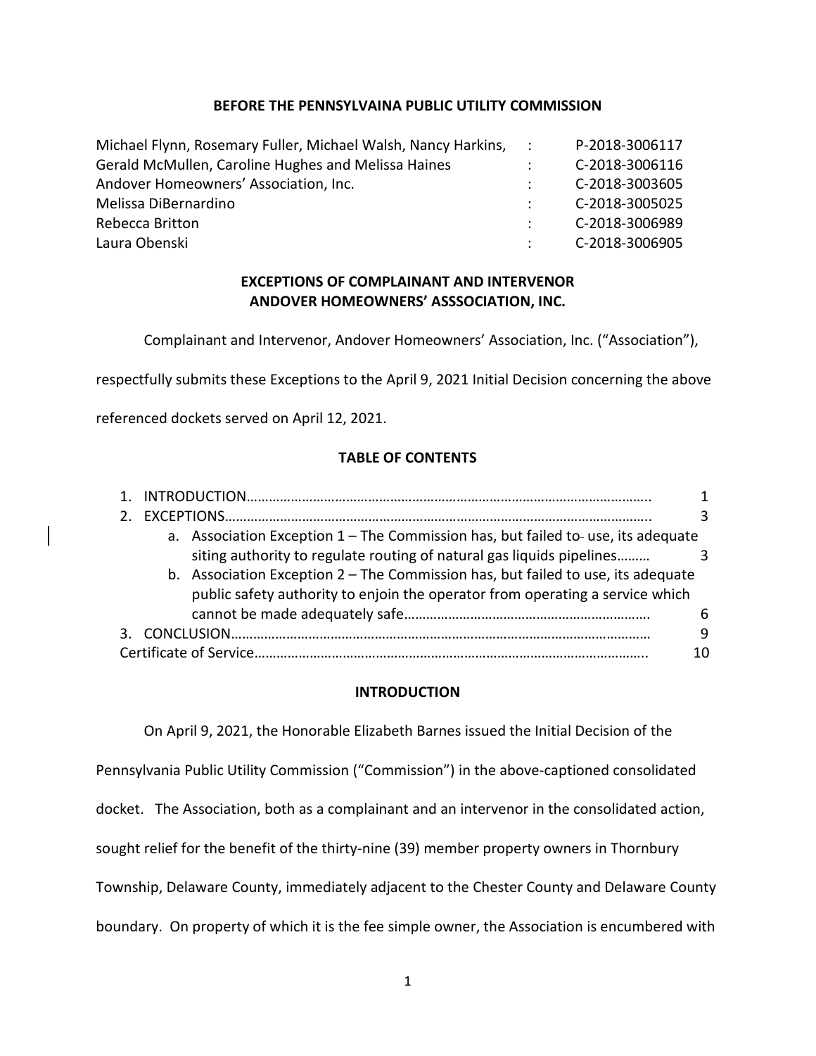**BEFORE THE PENNSYLVAINA PUBLIC UTILITY COMMISSION**

| | | |
|---|---|---|
| Michael Flynn, Rosemary Fuller, Michael Walsh, Nancy Harkins, | : | P-2018-3006117 |
| Gerald McMullen, Caroline Hughes and Melissa Haines | : | C-2018-3006116 |
| Andover Homeowners' Association, Inc. | : | C-2018-3003605 |
| Melissa DiBernardino | : | C-2018-3005025 |
| Rebecca Britton | : | C-2018-3006989 |
| Laura Obenski | : | C-2018-3006905 |

**EXCEPTIONS OF COMPLAINANT AND INTERVENOR ANDOVER HOMEOWNERS' ASSSOCIATION, INC.**

Complainant and Intervenor, Andover Homeowners' Association, Inc. ("Association"), respectfully submits these Exceptions to the April 9, 2021 Initial Decision concerning the above referenced dockets served on April 12, 2021.

**TABLE OF CONTENTS**

1. INTRODUCTION………………………………………………………………………………………….. 1
2. EXCEPTIONS……………………………………………………………………………………………….. 3
   a. Association Exception 1 – The Commission has, but failed to use, its adequate siting authority to regulate routing of natural gas liquids pipelines……… 3
   b. Association Exception 2 – The Commission has, but failed to use, its adequate public safety authority to enjoin the operator from operating a service which cannot be made adequately safe…………………………………………………………. 6
3. CONCLUSION…………………………………………………………………………………………… 9

Certificate of Service……………………………………………………………………………………….. 10

**INTRODUCTION**

On April 9, 2021, the Honorable Elizabeth Barnes issued the Initial Decision of the Pennsylvania Public Utility Commission ("Commission") in the above-captioned consolidated docket. The Association, both as a complainant and an intervenor in the consolidated action, sought relief for the benefit of the thirty-nine (39) member property owners in Thornbury Township, Delaware County, immediately adjacent to the Chester County and Delaware County boundary. On property of which it is the fee simple owner, the Association is encumbered with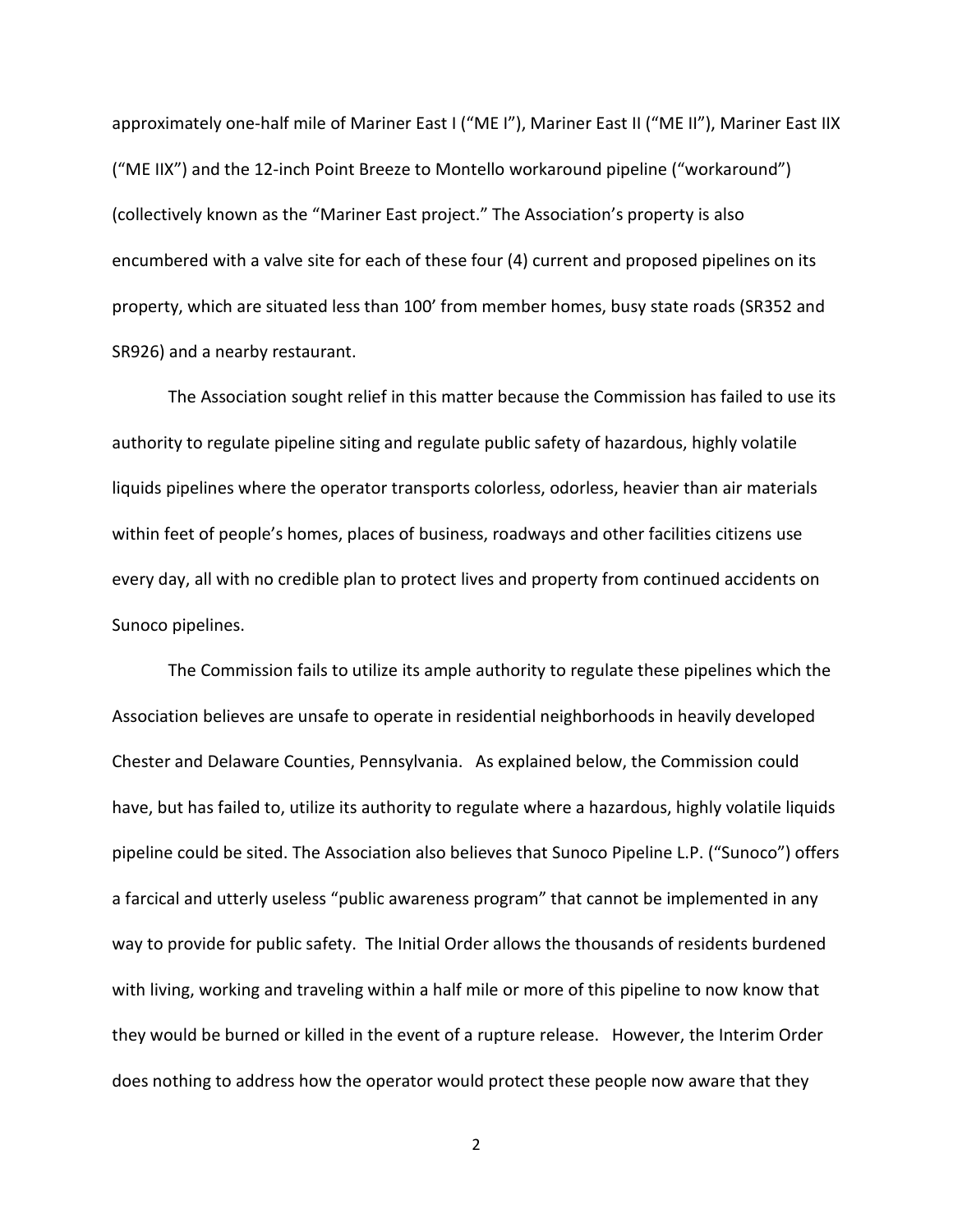approximately one-half mile of Mariner East I ("ME I"), Mariner East II ("ME II"), Mariner East IIX ("ME IIX") and the 12-inch Point Breeze to Montello workaround pipeline ("workaround") (collectively known as the "Mariner East project." The Association's property is also encumbered with a valve site for each of these four (4) current and proposed pipelines on its property, which are situated less than 100' from member homes, busy state roads (SR352 and SR926) and a nearby restaurant.

The Association sought relief in this matter because the Commission has failed to use its authority to regulate pipeline siting and regulate public safety of hazardous, highly volatile liquids pipelines where the operator transports colorless, odorless, heavier than air materials within feet of people's homes, places of business, roadways and other facilities citizens use every day, all with no credible plan to protect lives and property from continued accidents on Sunoco pipelines.

The Commission fails to utilize its ample authority to regulate these pipelines which the Association believes are unsafe to operate in residential neighborhoods in heavily developed Chester and Delaware Counties, Pennsylvania. As explained below, the Commission could have, but has failed to, utilize its authority to regulate where a hazardous, highly volatile liquids pipeline could be sited. The Association also believes that Sunoco Pipeline L.P. ("Sunoco") offers a farcical and utterly useless "public awareness program" that cannot be implemented in any way to provide for public safety. The Initial Order allows the thousands of residents burdened with living, working and traveling within a half mile or more of this pipeline to now know that they would be burned or killed in the event of a rupture release. However, the Interim Order does nothing to address how the operator would protect these people now aware that they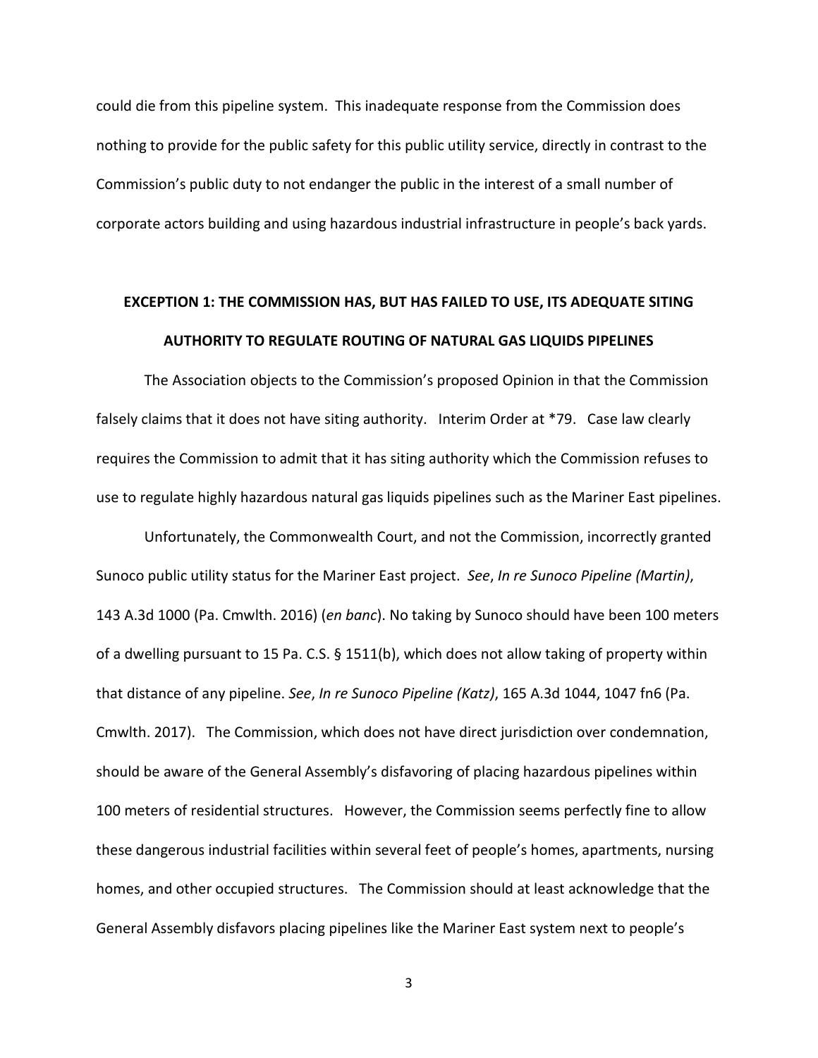could die from this pipeline system. This inadequate response from the Commission does nothing to provide for the public safety for this public utility service, directly in contrast to the Commission's public duty to not endanger the public in the interest of a small number of corporate actors building and using hazardous industrial infrastructure in people's back yards.

**EXCEPTION 1: THE COMMISSION HAS, BUT HAS FAILED TO USE, ITS ADEQUATE SITING AUTHORITY TO REGULATE ROUTING OF NATURAL GAS LIQUIDS PIPELINES**

The Association objects to the Commission's proposed Opinion in that the Commission falsely claims that it does not have siting authority. Interim Order at *79. Case law clearly requires the Commission to admit that it has siting authority which the Commission refuses to use to regulate highly hazardous natural gas liquids pipelines such as the Mariner East pipelines.

Unfortunately, the Commonwealth Court, and not the Commission, incorrectly granted Sunoco public utility status for the Mariner East project. *See*, *In re Sunoco Pipeline (Martin)*, 143 A.3d 1000 (Pa. Cmwlth. 2016) (*en banc*). No taking by Sunoco should have been 100 meters of a dwelling pursuant to 15 Pa. C.S. § 1511(b), which does not allow taking of property within that distance of any pipeline. *See*, *In re Sunoco Pipeline (Katz)*, 165 A.3d 1044, 1047 fn6 (Pa. Cmwlth. 2017). The Commission, which does not have direct jurisdiction over condemnation, should be aware of the General Assembly's disfavoring of placing hazardous pipelines within 100 meters of residential structures. However, the Commission seems perfectly fine to allow these dangerous industrial facilities within several feet of people's homes, apartments, nursing homes, and other occupied structures. The Commission should at least acknowledge that the General Assembly disfavors placing pipelines like the Mariner East system next to people's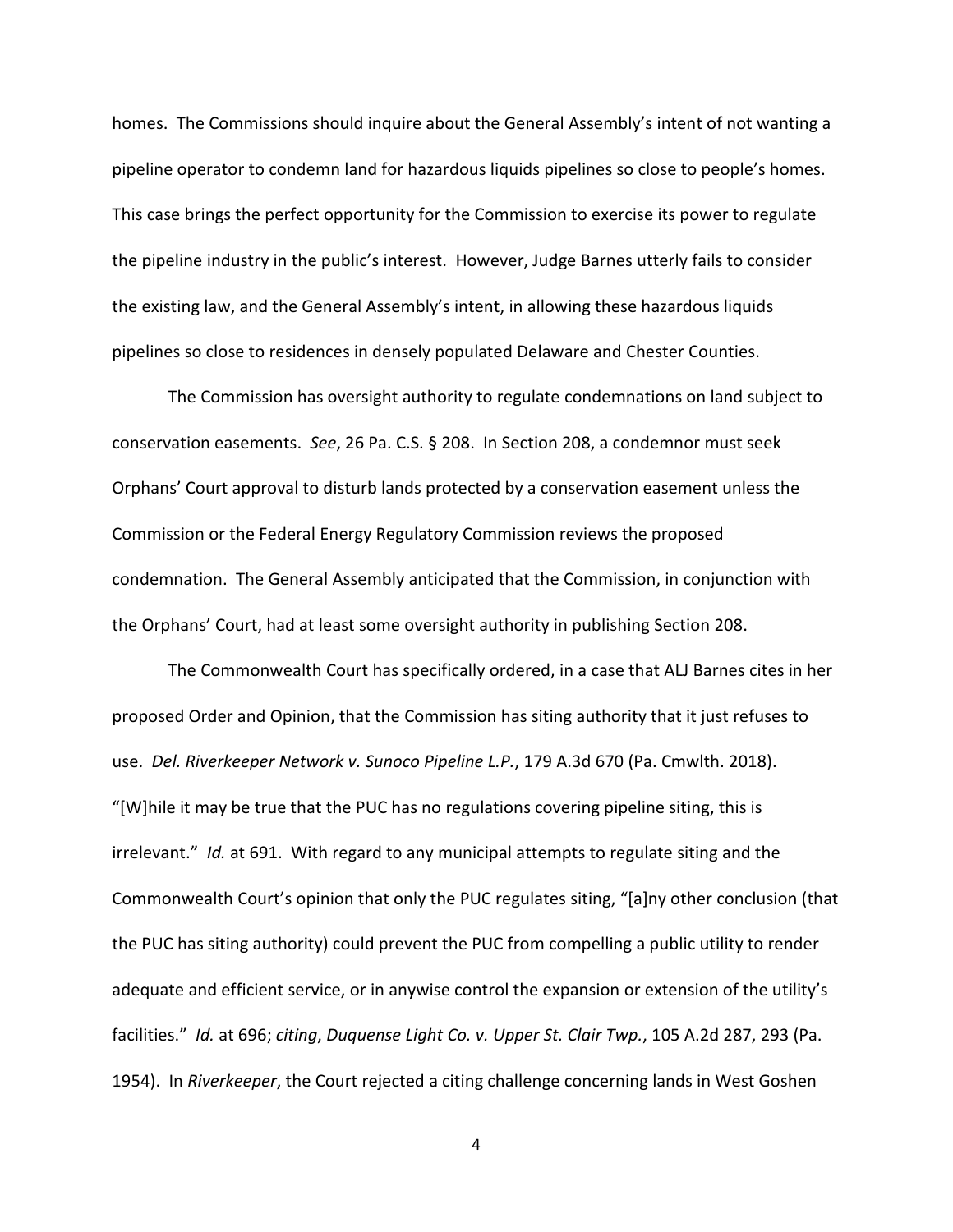homes. The Commissions should inquire about the General Assembly's intent of not wanting a pipeline operator to condemn land for hazardous liquids pipelines so close to people's homes. This case brings the perfect opportunity for the Commission to exercise its power to regulate the pipeline industry in the public's interest. However, Judge Barnes utterly fails to consider the existing law, and the General Assembly's intent, in allowing these hazardous liquids pipelines so close to residences in densely populated Delaware and Chester Counties.

The Commission has oversight authority to regulate condemnations on land subject to conservation easements. *See*, 26 Pa. C.S. § 208. In Section 208, a condemnor must seek Orphans' Court approval to disturb lands protected by a conservation easement unless the Commission or the Federal Energy Regulatory Commission reviews the proposed condemnation. The General Assembly anticipated that the Commission, in conjunction with the Orphans' Court, had at least some oversight authority in publishing Section 208.

The Commonwealth Court has specifically ordered, in a case that ALJ Barnes cites in her proposed Order and Opinion, that the Commission has siting authority that it just refuses to use. *Del. Riverkeeper Network v. Sunoco Pipeline L.P.*, 179 A.3d 670 (Pa. Cmwlth. 2018). "[W]hile it may be true that the PUC has no regulations covering pipeline siting, this is irrelevant." *Id.* at 691. With regard to any municipal attempts to regulate siting and the Commonwealth Court's opinion that only the PUC regulates siting, "[a]ny other conclusion (that the PUC has siting authority) could prevent the PUC from compelling a public utility to render adequate and efficient service, or in anywise control the expansion or extension of the utility's facilities." *Id.* at 696; *citing*, *Duquense Light Co. v. Upper St. Clair Twp.*, 105 A.2d 287, 293 (Pa. 1954). In *Riverkeeper*, the Court rejected a citing challenge concerning lands in West Goshen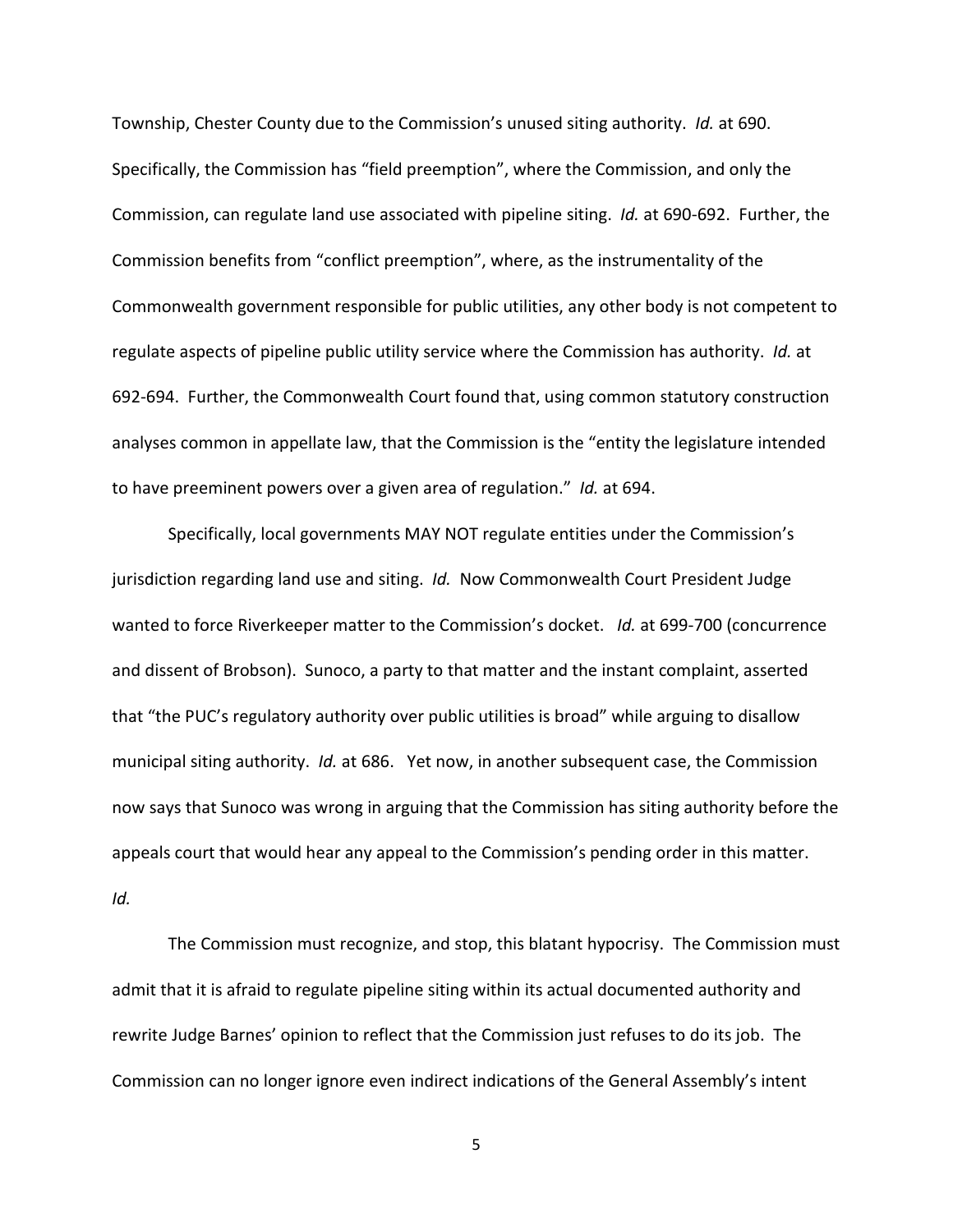Township, Chester County due to the Commission's unused siting authority. *Id.* at 690. Specifically, the Commission has "field preemption", where the Commission, and only the Commission, can regulate land use associated with pipeline siting. *Id.* at 690-692. Further, the Commission benefits from "conflict preemption", where, as the instrumentality of the Commonwealth government responsible for public utilities, any other body is not competent to regulate aspects of pipeline public utility service where the Commission has authority. *Id.* at 692-694. Further, the Commonwealth Court found that, using common statutory construction analyses common in appellate law, that the Commission is the "entity the legislature intended to have preeminent powers over a given area of regulation." *Id.* at 694.

Specifically, local governments MAY NOT regulate entities under the Commission's jurisdiction regarding land use and siting. *Id.* Now Commonwealth Court President Judge wanted to force Riverkeeper matter to the Commission's docket. *Id.* at 699-700 (concurrence and dissent of Brobson). Sunoco, a party to that matter and the instant complaint, asserted that "the PUC's regulatory authority over public utilities is broad" while arguing to disallow municipal siting authority. *Id.* at 686. Yet now, in another subsequent case, the Commission now says that Sunoco was wrong in arguing that the Commission has siting authority before the appeals court that would hear any appeal to the Commission's pending order in this matter. *Id.*

The Commission must recognize, and stop, this blatant hypocrisy. The Commission must admit that it is afraid to regulate pipeline siting within its actual documented authority and rewrite Judge Barnes' opinion to reflect that the Commission just refuses to do its job. The Commission can no longer ignore even indirect indications of the General Assembly's intent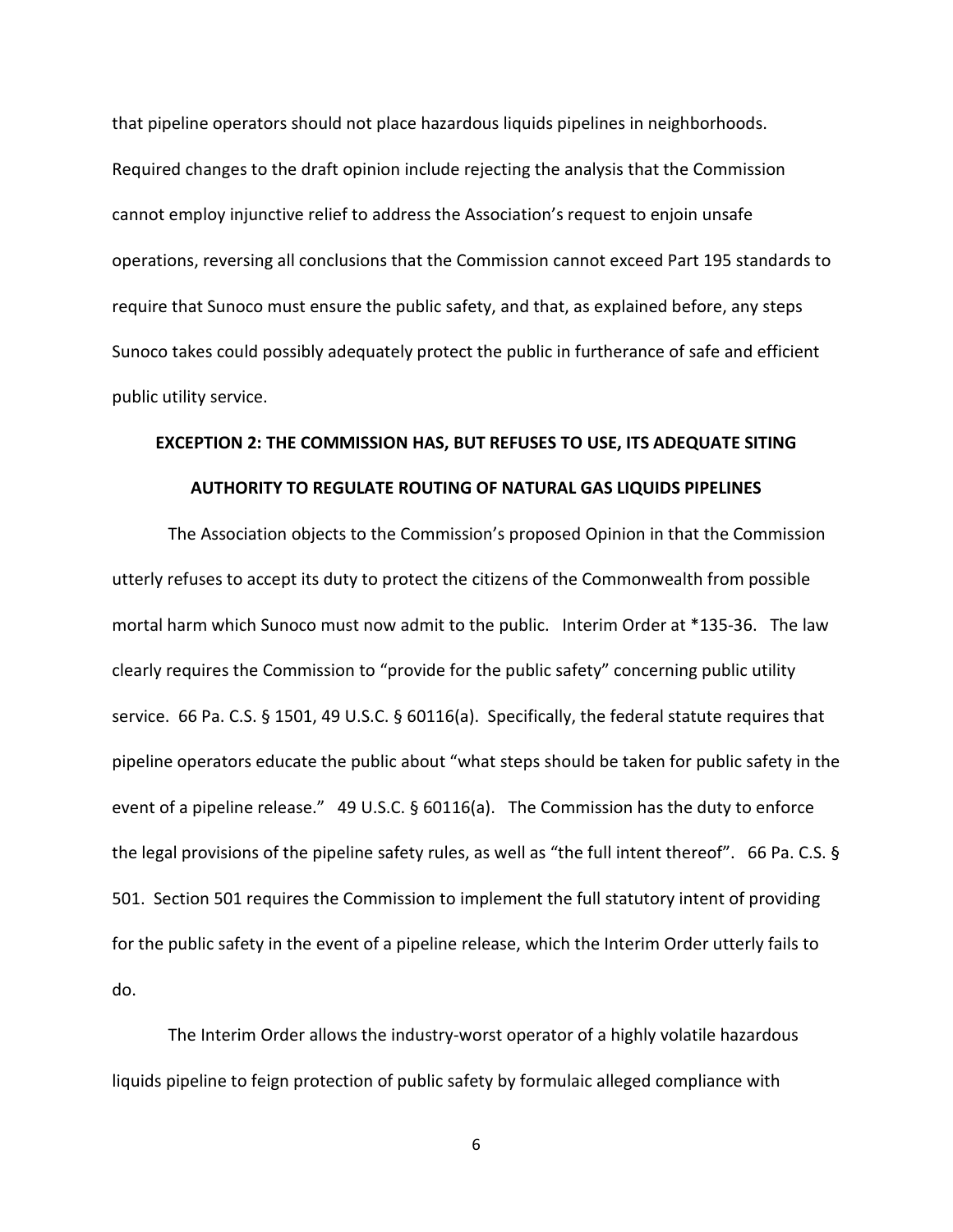that pipeline operators should not place hazardous liquids pipelines in neighborhoods. Required changes to the draft opinion include rejecting the analysis that the Commission cannot employ injunctive relief to address the Association's request to enjoin unsafe operations, reversing all conclusions that the Commission cannot exceed Part 195 standards to require that Sunoco must ensure the public safety, and that, as explained before, any steps Sunoco takes could possibly adequately protect the public in furtherance of safe and efficient public utility service.

**EXCEPTION 2: THE COMMISSION HAS, BUT REFUSES TO USE, ITS ADEQUATE SITING AUTHORITY TO REGULATE ROUTING OF NATURAL GAS LIQUIDS PIPELINES**

The Association objects to the Commission's proposed Opinion in that the Commission utterly refuses to accept its duty to protect the citizens of the Commonwealth from possible mortal harm which Sunoco must now admit to the public. Interim Order at *135-36. The law clearly requires the Commission to "provide for the public safety" concerning public utility service. 66 Pa. C.S. § 1501, 49 U.S.C. § 60116(a). Specifically, the federal statute requires that pipeline operators educate the public about "what steps should be taken for public safety in the event of a pipeline release." 49 U.S.C. § 60116(a). The Commission has the duty to enforce the legal provisions of the pipeline safety rules, as well as "the full intent thereof". 66 Pa. C.S. § 501. Section 501 requires the Commission to implement the full statutory intent of providing for the public safety in the event of a pipeline release, which the Interim Order utterly fails to do.

The Interim Order allows the industry-worst operator of a highly volatile hazardous liquids pipeline to feign protection of public safety by formulaic alleged compliance with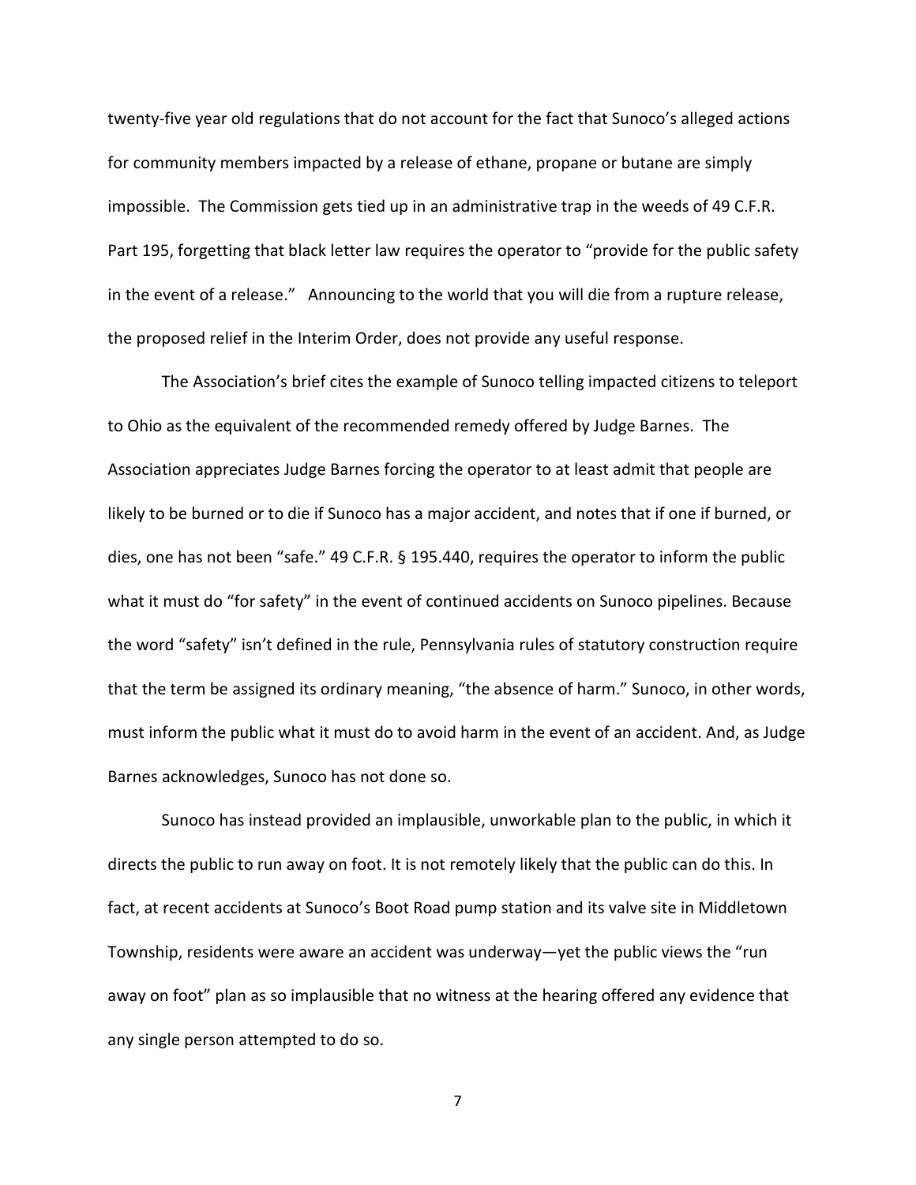twenty-five year old regulations that do not account for the fact that Sunoco's alleged actions for community members impacted by a release of ethane, propane or butane are simply impossible. The Commission gets tied up in an administrative trap in the weeds of 49 C.F.R. Part 195, forgetting that black letter law requires the operator to "provide for the public safety in the event of a release." Announcing to the world that you will die from a rupture release, the proposed relief in the Interim Order, does not provide any useful response.

The Association's brief cites the example of Sunoco telling impacted citizens to teleport to Ohio as the equivalent of the recommended remedy offered by Judge Barnes. The Association appreciates Judge Barnes forcing the operator to at least admit that people are likely to be burned or to die if Sunoco has a major accident, and notes that if one if burned, or dies, one has not been "safe." 49 C.F.R. § 195.440, requires the operator to inform the public what it must do "for safety" in the event of continued accidents on Sunoco pipelines. Because the word "safety" isn't defined in the rule, Pennsylvania rules of statutory construction require that the term be assigned its ordinary meaning, "the absence of harm." Sunoco, in other words, must inform the public what it must do to avoid harm in the event of an accident. And, as Judge Barnes acknowledges, Sunoco has not done so.

Sunoco has instead provided an implausible, unworkable plan to the public, in which it directs the public to run away on foot. It is not remotely likely that the public can do this. In fact, at recent accidents at Sunoco's Boot Road pump station and its valve site in Middletown Township, residents were aware an accident was underway—yet the public views the "run away on foot" plan as so implausible that no witness at the hearing offered any evidence that any single person attempted to do so.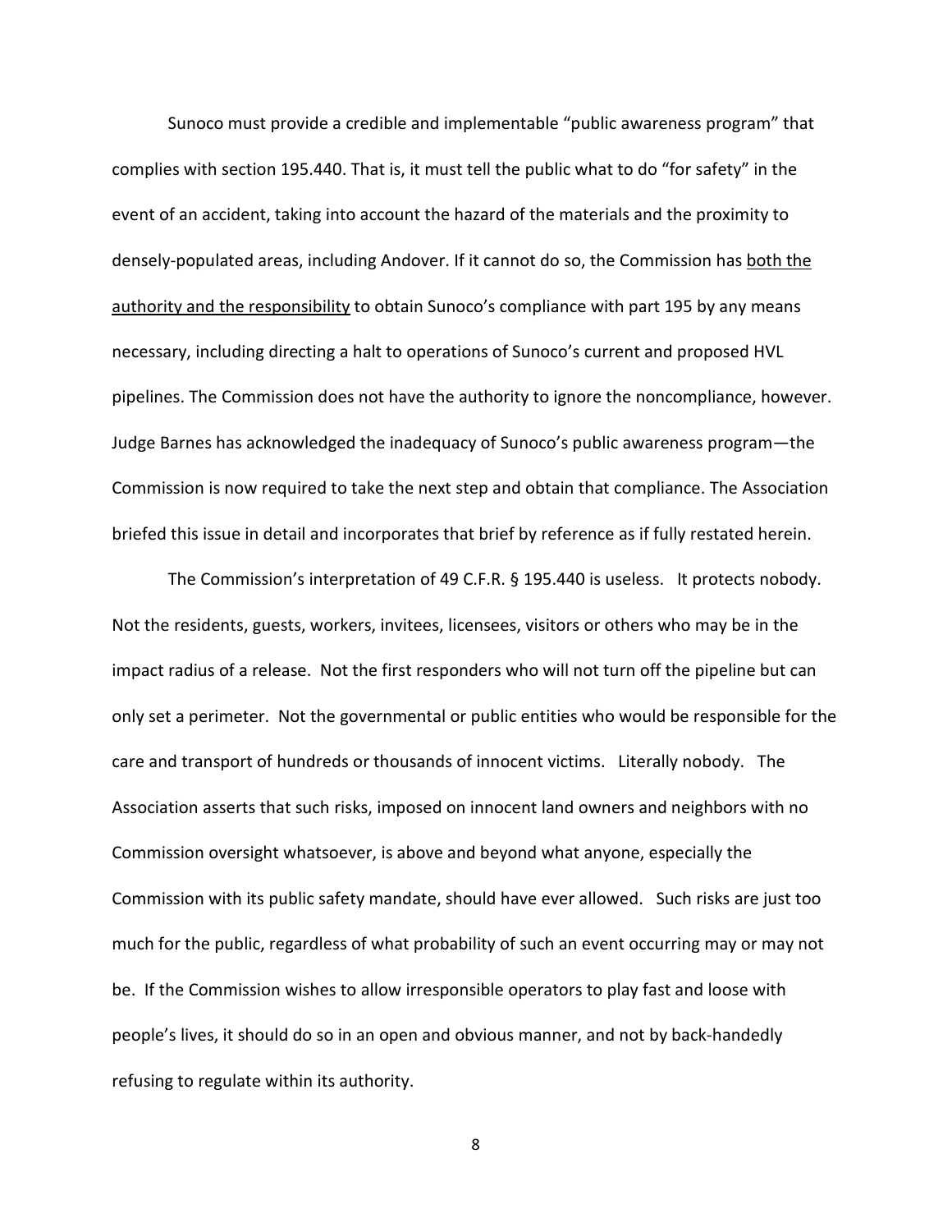Sunoco must provide a credible and implementable "public awareness program" that complies with section 195.440. That is, it must tell the public what to do "for safety" in the event of an accident, taking into account the hazard of the materials and the proximity to densely-populated areas, including Andover. If it cannot do so, the Commission has <u>both the authority and the responsibility</u> to obtain Sunoco's compliance with part 195 by any means necessary, including directing a halt to operations of Sunoco's current and proposed HVL pipelines. The Commission does not have the authority to ignore the noncompliance, however. Judge Barnes has acknowledged the inadequacy of Sunoco's public awareness program—the Commission is now required to take the next step and obtain that compliance. The Association briefed this issue in detail and incorporates that brief by reference as if fully restated herein.

The Commission's interpretation of 49 C.F.R. § 195.440 is useless. It protects nobody. Not the residents, guests, workers, invitees, licensees, visitors or others who may be in the impact radius of a release. Not the first responders who will not turn off the pipeline but can only set a perimeter. Not the governmental or public entities who would be responsible for the care and transport of hundreds or thousands of innocent victims. Literally nobody. The Association asserts that such risks, imposed on innocent land owners and neighbors with no Commission oversight whatsoever, is above and beyond what anyone, especially the Commission with its public safety mandate, should have ever allowed. Such risks are just too much for the public, regardless of what probability of such an event occurring may or may not be. If the Commission wishes to allow irresponsible operators to play fast and loose with people's lives, it should do so in an open and obvious manner, and not by back-handedly refusing to regulate within its authority.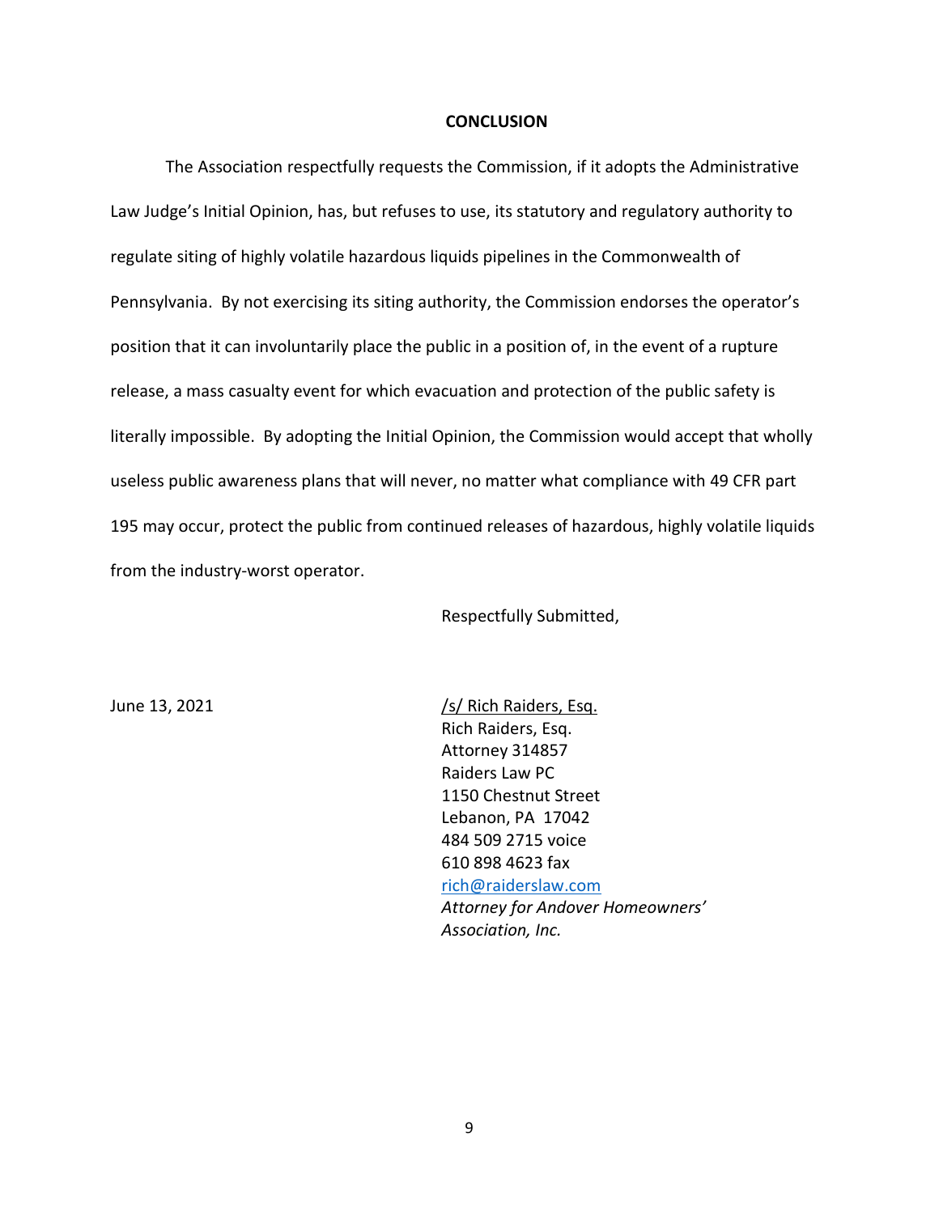## CONCLUSION

The Association respectfully requests the Commission, if it adopts the Administrative Law Judge's Initial Opinion, has, but refuses to use, its statutory and regulatory authority to regulate siting of highly volatile hazardous liquids pipelines in the Commonwealth of Pennsylvania. By not exercising its siting authority, the Commission endorses the operator's position that it can involuntarily place the public in a position of, in the event of a rupture release, a mass casualty event for which evacuation and protection of the public safety is literally impossible. By adopting the Initial Opinion, the Commission would accept that wholly useless public awareness plans that will never, no matter what compliance with 49 CFR part 195 may occur, protect the public from continued releases of hazardous, highly volatile liquids from the industry-worst operator.

Respectfully Submitted,

June 13, 2021

/s/ Rich Raiders, Esq.
Rich Raiders, Esq.
Attorney 314857
Raiders Law PC
1150 Chestnut Street
Lebanon, PA 17042
484 509 2715 voice
610 898 4623 fax
rich@raiderslaw.com
*Attorney for Andover Homeowners' Association, Inc.*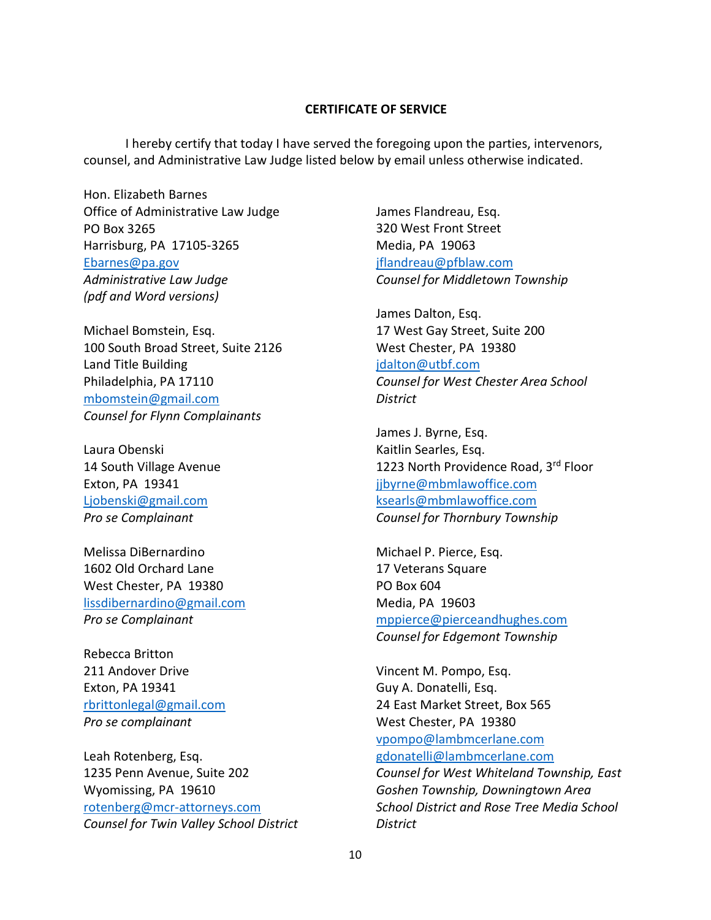## CERTIFICATE OF SERVICE

I hereby certify that today I have served the foregoing upon the parties, intervenors, counsel, and Administrative Law Judge listed below by email unless otherwise indicated.

Hon. Elizabeth Barnes
Office of Administrative Law Judge
PO Box 3265
Harrisburg, PA 17105-3265
Ebarnes@pa.gov
*Administrative Law Judge*
*(pdf and Word versions)*

Michael Bomstein, Esq.
100 South Broad Street, Suite 2126
Land Title Building
Philadelphia, PA 17110
mbomstein@gmail.com
*Counsel for Flynn Complainants*

Laura Obenski
14 South Village Avenue
Exton, PA 19341
Ljobenski@gmail.com
*Pro se Complainant*

Melissa DiBernardino
1602 Old Orchard Lane
West Chester, PA 19380
lissdibernardino@gmail.com
*Pro se Complainant*

Rebecca Britton
211 Andover Drive
Exton, PA 19341
rbrittonlegal@gmail.com
*Pro se complainant*

Leah Rotenberg, Esq.
1235 Penn Avenue, Suite 202
Wyomissing, PA 19610
rotenberg@mcr-attorneys.com
*Counsel for Twin Valley School District*

James Flandreau, Esq.
320 West Front Street
Media, PA 19063
jflandreau@pfblaw.com
*Counsel for Middletown Township*

James Dalton, Esq.
17 West Gay Street, Suite 200
West Chester, PA 19380
jdalton@utbf.com
*Counsel for West Chester Area School District*

James J. Byrne, Esq.
Kaitlin Searles, Esq.
1223 North Providence Road, 3rd Floor
jjbyrne@mbmlawoffice.com
ksearls@mbmlawoffice.com
*Counsel for Thornbury Township*

Michael P. Pierce, Esq.
17 Veterans Square
PO Box 604
Media, PA 19603
mppierce@pierceandhughes.com
*Counsel for Edgemont Township*

Vincent M. Pompo, Esq.
Guy A. Donatelli, Esq.
24 East Market Street, Box 565
West Chester, PA 19380
vpompo@lambmcerlane.com
gdonatelli@lambmcerlane.com
*Counsel for West Whiteland Township, East Goshen Township, Downingtown Area School District and Rose Tree Media School District*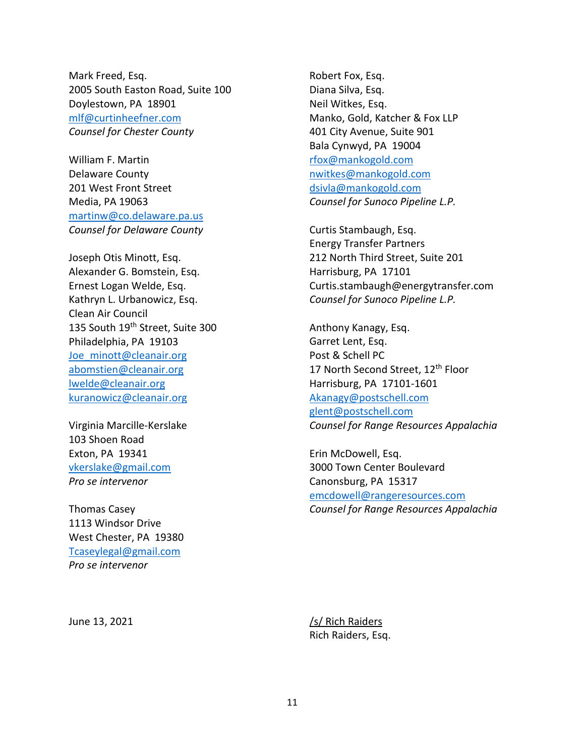Mark Freed, Esq.
2005 South Easton Road, Suite 100
Doylestown, PA 18901
mlf@curtinheefner.com
*Counsel for Chester County*

William F. Martin
Delaware County
201 West Front Street
Media, PA 19063
martinw@co.delaware.pa.us
*Counsel for Delaware County*

Joseph Otis Minott, Esq.
Alexander G. Bomstein, Esq.
Ernest Logan Welde, Esq.
Kathryn L. Urbanowicz, Esq.
Clean Air Council
135 South 19th Street, Suite 300
Philadelphia, PA 19103
Joe_minott@cleanair.org
abomstien@cleanair.org
lwelde@cleanair.org
kuranowicz@cleanair.org

Virginia Marcille-Kerslake
103 Shoen Road
Exton, PA 19341
vkerslake@gmail.com
*Pro se intervenor*

Thomas Casey
1113 Windsor Drive
West Chester, PA 19380
Tcaseylegal@gmail.com
*Pro se intervenor*

Robert Fox, Esq.
Diana Silva, Esq.
Neil Witkes, Esq.
Manko, Gold, Katcher & Fox LLP
401 City Avenue, Suite 901
Bala Cynwyd, PA 19004
rfox@mankogold.com
nwitkes@mankogold.com
dsivla@mankogold.com
*Counsel for Sunoco Pipeline L.P.*

Curtis Stambaugh, Esq.
Energy Transfer Partners
212 North Third Street, Suite 201
Harrisburg, PA 17101
Curtis.stambaugh@energytransfer.com
*Counsel for Sunoco Pipeline L.P.*

Anthony Kanagy, Esq.
Garret Lent, Esq.
Post & Schell PC
17 North Second Street, 12th Floor
Harrisburg, PA 17101-1601
Akanagy@postschell.com
glent@postschell.com
*Counsel for Range Resources Appalachia*

Erin McDowell, Esq.
3000 Town Center Boulevard
Canonsburg, PA 15317
emcdowell@rangeresources.com
*Counsel for Range Resources Appalachia*

June 13, 2021

/s/ Rich Raiders
Rich Raiders, Esq.